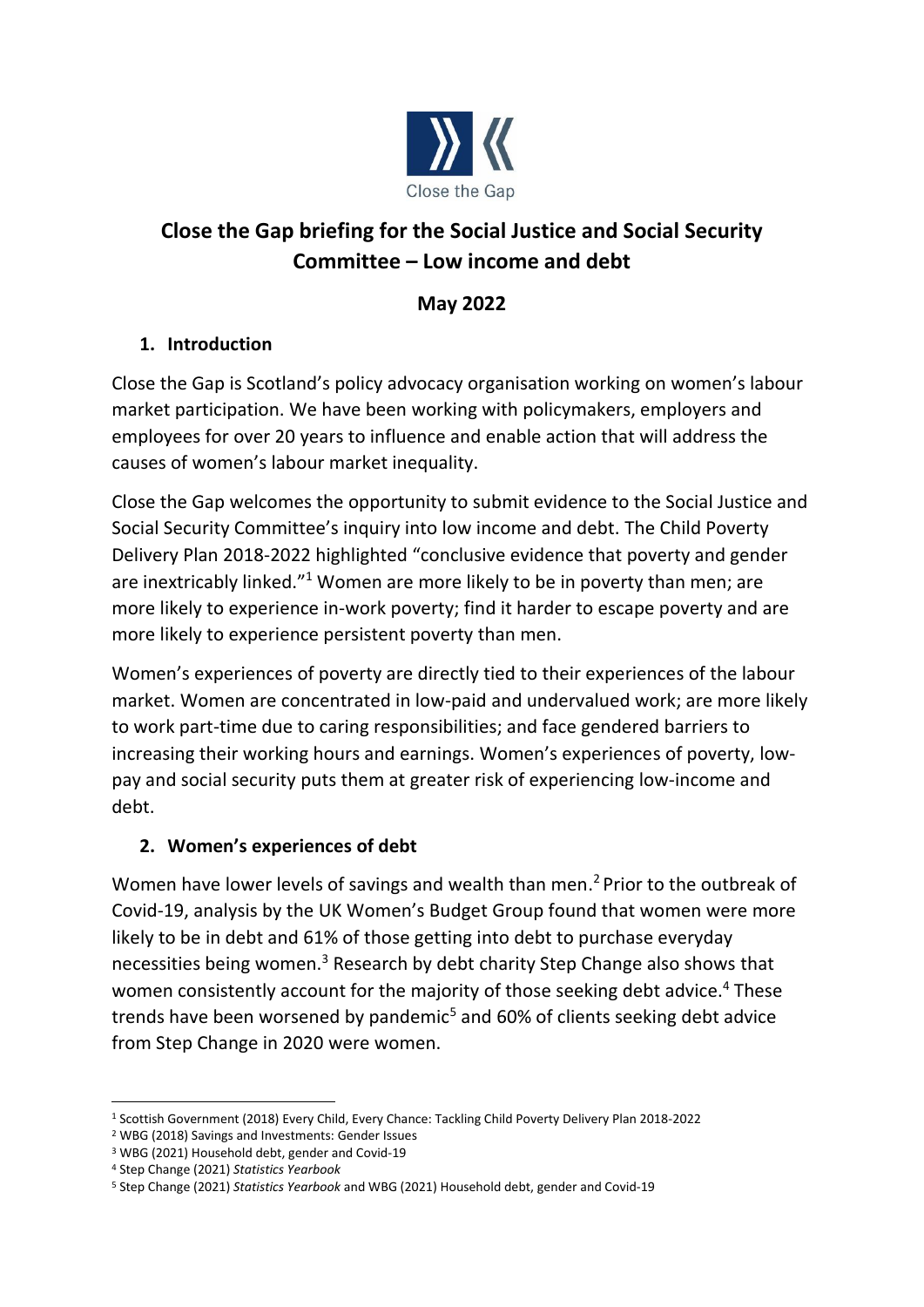Close the Gap

# Close the Gap briefing for the Social Justice and Social Security Committee – Low income and debt

**May 2022**

## 1. Introduction

Close the Gap is Scotland's policy advocacy organisation working on women's labour market participation. We have been working with policymakers, employers and employees for over 20 years to influence and enable action that will address the causes of women's labour market inequality.

Close the Gap welcomes the opportunity to submit evidence to the Social Justice and Social Security Committee's inquiry into low income and debt. The Child Poverty Delivery Plan 2018-2022 highlighted "conclusive evidence that poverty and gender are inextricably linked."[1] Women are more likely to be in poverty than men; are more likely to experience in-work poverty; find it harder to escape poverty and are more likely to experience persistent poverty than men.

Women's experiences of poverty are directly tied to their experiences of the labour market. Women are concentrated in low-paid and undervalued work; are more likely to work part-time due to caring responsibilities; and face gendered barriers to increasing their working hours and earnings. Women's experiences of poverty, low-pay and social security puts them at greater risk of experiencing low-income and debt.

## 2. Women's experiences of debt

Women have lower levels of savings and wealth than men.[2] Prior to the outbreak of Covid-19, analysis by the UK Women's Budget Group found that women were more likely to be in debt and 61% of those getting into debt to purchase everyday necessities being women.[3] Research by debt charity Step Change also shows that women consistently account for the majority of those seeking debt advice.[4] These trends have been worsened by pandemic[5] and 60% of clients seeking debt advice from Step Change in 2020 were women.

---

[1] Scottish Government (2018) Every Child, Every Chance: Tackling Child Poverty Delivery Plan 2018-2022

[2] WBG (2018) Savings and Investments: Gender Issues

[3] WBG (2021) Household debt, gender and Covid-19

[4] Step Change (2021) *Statistics Yearbook*

[5] Step Change (2021) *Statistics Yearbook* and WBG (2021) Household debt, gender and Covid-19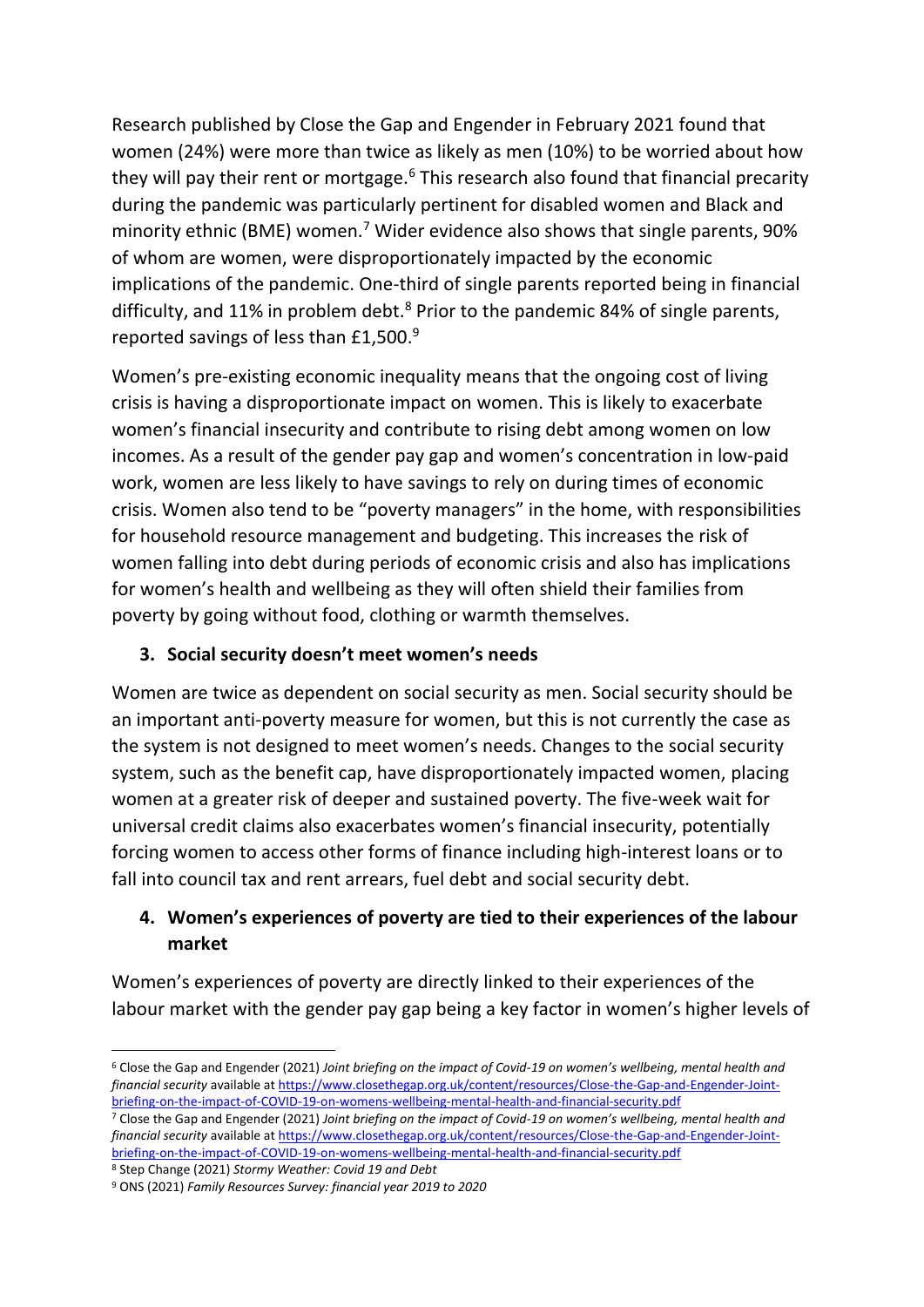Research published by Close the Gap and Engender in February 2021 found that women (24%) were more than twice as likely as men (10%) to be worried about how they will pay their rent or mortgage.[6] This research also found that financial precarity during the pandemic was particularly pertinent for disabled women and Black and minority ethnic (BME) women.[7] Wider evidence also shows that single parents, 90% of whom are women, were disproportionately impacted by the economic implications of the pandemic. One-third of single parents reported being in financial difficulty, and 11% in problem debt.[8] Prior to the pandemic 84% of single parents, reported savings of less than £1,500.[9]

Women's pre-existing economic inequality means that the ongoing cost of living crisis is having a disproportionate impact on women. This is likely to exacerbate women's financial insecurity and contribute to rising debt among women on low incomes. As a result of the gender pay gap and women's concentration in low-paid work, women are less likely to have savings to rely on during times of economic crisis. Women also tend to be "poverty managers" in the home, with responsibilities for household resource management and budgeting. This increases the risk of women falling into debt during periods of economic crisis and also has implications for women's health and wellbeing as they will often shield their families from poverty by going without food, clothing or warmth themselves.

### 3. Social security doesn't meet women's needs

Women are twice as dependent on social security as men. Social security should be an important anti-poverty measure for women, but this is not currently the case as the system is not designed to meet women's needs. Changes to the social security system, such as the benefit cap, have disproportionately impacted women, placing women at a greater risk of deeper and sustained poverty. The five-week wait for universal credit claims also exacerbates women's financial insecurity, potentially forcing women to access other forms of finance including high-interest loans or to fall into council tax and rent arrears, fuel debt and social security debt.

### 4. Women's experiences of poverty are tied to their experiences of the labour market

Women's experiences of poverty are directly linked to their experiences of the labour market with the gender pay gap being a key factor in women's higher levels of

---

[6] Close the Gap and Engender (2021) *Joint briefing on the impact of Covid-19 on women's wellbeing, mental health and financial security* available at https://www.closethegap.org.uk/content/resources/Close-the-Gap-and-Engender-Joint-briefing-on-the-impact-of-COVID-19-on-womens-wellbeing-mental-health-and-financial-security.pdf

[7] Close the Gap and Engender (2021) *Joint briefing on the impact of Covid-19 on women's wellbeing, mental health and financial security* available at https://www.closethegap.org.uk/content/resources/Close-the-Gap-and-Engender-Joint-briefing-on-the-impact-of-COVID-19-on-womens-wellbeing-mental-health-and-financial-security.pdf

[8] Step Change (2021) *Stormy Weather: Covid 19 and Debt*

[9] ONS (2021) *Family Resources Survey: financial year 2019 to 2020*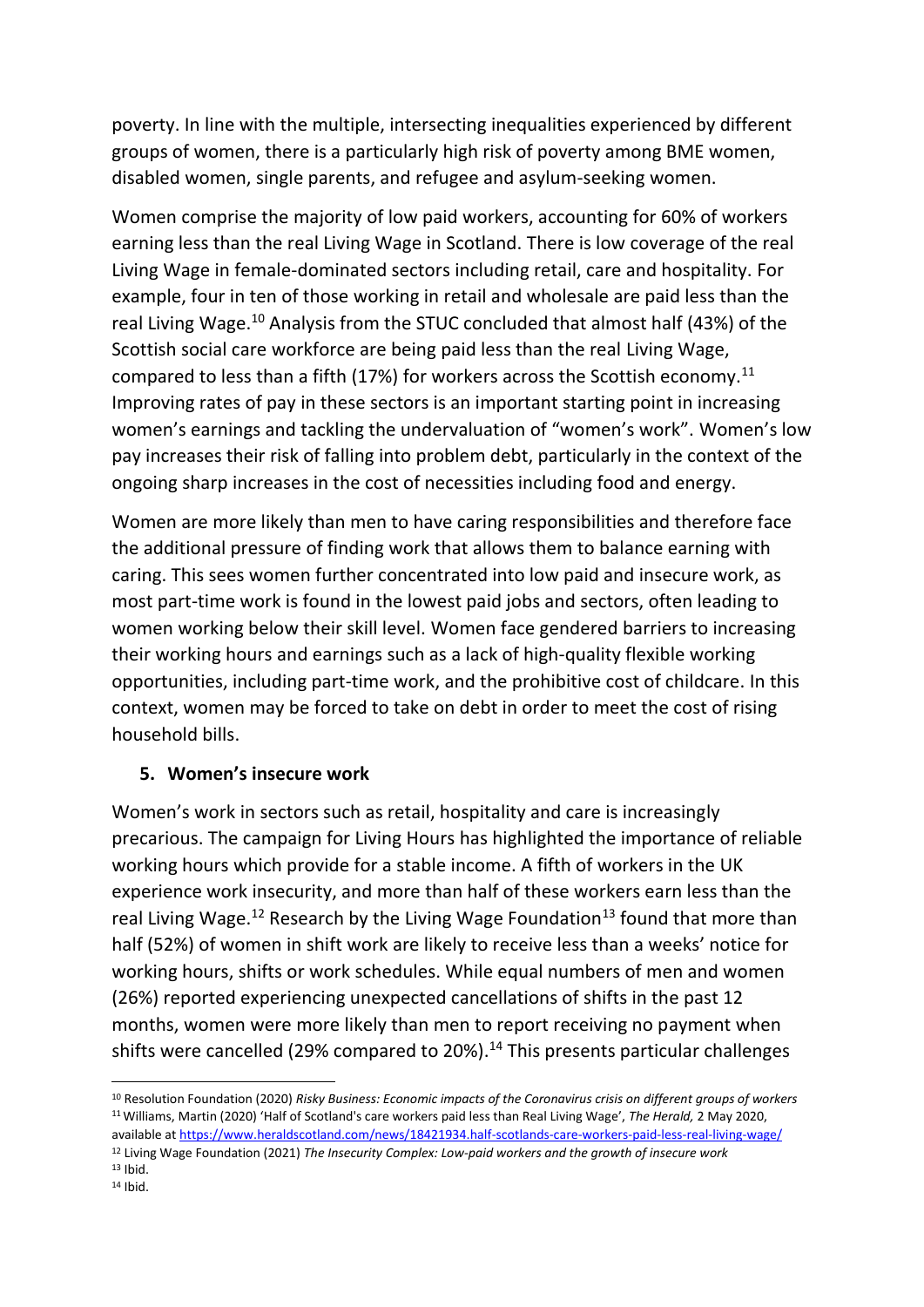poverty. In line with the multiple, intersecting inequalities experienced by different groups of women, there is a particularly high risk of poverty among BME women, disabled women, single parents, and refugee and asylum-seeking women.

Women comprise the majority of low paid workers, accounting for 60% of workers earning less than the real Living Wage in Scotland. There is low coverage of the real Living Wage in female-dominated sectors including retail, care and hospitality. For example, four in ten of those working in retail and wholesale are paid less than the real Living Wage.[10] Analysis from the STUC concluded that almost half (43%) of the Scottish social care workforce are being paid less than the real Living Wage, compared to less than a fifth (17%) for workers across the Scottish economy.[11] Improving rates of pay in these sectors is an important starting point in increasing women's earnings and tackling the undervaluation of "women's work". Women's low pay increases their risk of falling into problem debt, particularly in the context of the ongoing sharp increases in the cost of necessities including food and energy.

Women are more likely than men to have caring responsibilities and therefore face the additional pressure of finding work that allows them to balance earning with caring. This sees women further concentrated into low paid and insecure work, as most part-time work is found in the lowest paid jobs and sectors, often leading to women working below their skill level. Women face gendered barriers to increasing their working hours and earnings such as a lack of high-quality flexible working opportunities, including part-time work, and the prohibitive cost of childcare. In this context, women may be forced to take on debt in order to meet the cost of rising household bills.

## 5. Women's insecure work

Women's work in sectors such as retail, hospitality and care is increasingly precarious. The campaign for Living Hours has highlighted the importance of reliable working hours which provide for a stable income. A fifth of workers in the UK experience work insecurity, and more than half of these workers earn less than the real Living Wage.[12] Research by the Living Wage Foundation[13] found that more than half (52%) of women in shift work are likely to receive less than a weeks' notice for working hours, shifts or work schedules. While equal numbers of men and women (26%) reported experiencing unexpected cancellations of shifts in the past 12 months, women were more likely than men to report receiving no payment when shifts were cancelled (29% compared to 20%).[14] This presents particular challenges

---

[10] Resolution Foundation (2020) *Risky Business: Economic impacts of the Coronavirus crisis on different groups of workers*

[11] Williams, Martin (2020) 'Half of Scotland's care workers paid less than Real Living Wage', *The Herald,* 2 May 2020, available at https://www.heraldscotland.com/news/18421934.half-scotlands-care-workers-paid-less-real-living-wage/

[12] Living Wage Foundation (2021) *The Insecurity Complex: Low-paid workers and the growth of insecure work*

[13] Ibid.

[14] Ibid.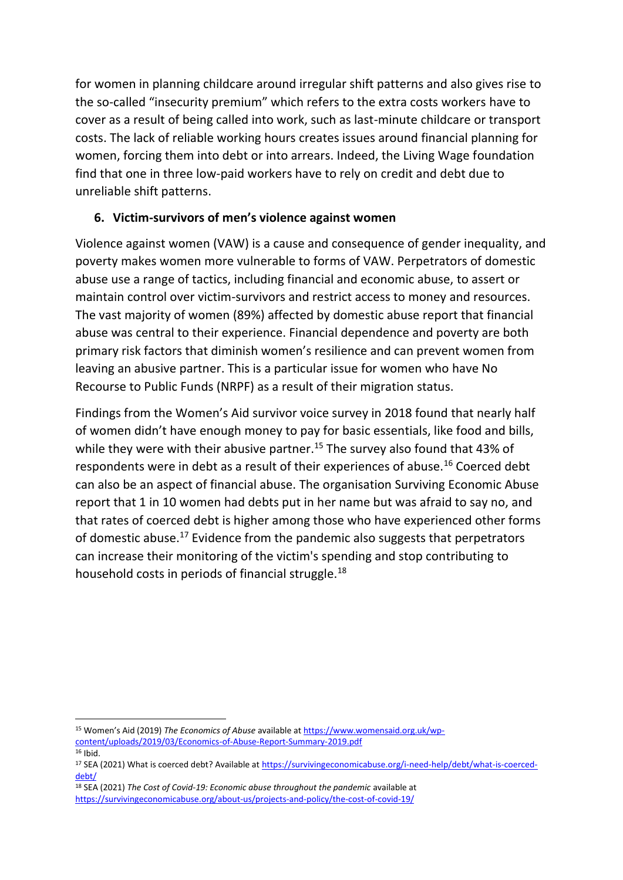for women in planning childcare around irregular shift patterns and also gives rise to the so-called "insecurity premium" which refers to the extra costs workers have to cover as a result of being called into work, such as last-minute childcare or transport costs. The lack of reliable working hours creates issues around financial planning for women, forcing them into debt or into arrears. Indeed, the Living Wage foundation find that one in three low-paid workers have to rely on credit and debt due to unreliable shift patterns.

### 6. Victim-survivors of men's violence against women

Violence against women (VAW) is a cause and consequence of gender inequality, and poverty makes women more vulnerable to forms of VAW. Perpetrators of domestic abuse use a range of tactics, including financial and economic abuse, to assert or maintain control over victim-survivors and restrict access to money and resources. The vast majority of women (89%) affected by domestic abuse report that financial abuse was central to their experience. Financial dependence and poverty are both primary risk factors that diminish women's resilience and can prevent women from leaving an abusive partner. This is a particular issue for women who have No Recourse to Public Funds (NRPF) as a result of their migration status.

Findings from the Women's Aid survivor voice survey in 2018 found that nearly half of women didn't have enough money to pay for basic essentials, like food and bills, while they were with their abusive partner.[15] The survey also found that 43% of respondents were in debt as a result of their experiences of abuse.[16] Coerced debt can also be an aspect of financial abuse. The organisation Surviving Economic Abuse report that 1 in 10 women had debts put in her name but was afraid to say no, and that rates of coerced debt is higher among those who have experienced other forms of domestic abuse.[17] Evidence from the pandemic also suggests that perpetrators can increase their monitoring of the victim's spending and stop contributing to household costs in periods of financial struggle.[18]

---

[15] Women's Aid (2019) *The Economics of Abuse* available at https://www.womensaid.org.uk/wp-content/uploads/2019/03/Economics-of-Abuse-Report-Summary-2019.pdf

[16] Ibid.

[17] SEA (2021) What is coerced debt? Available at https://survivingeconomicabuse.org/i-need-help/debt/what-is-coerced-debt/

[18] SEA (2021) *The Cost of Covid-19: Economic abuse throughout the pandemic* available at https://survivingeconomicabuse.org/about-us/projects-and-policy/the-cost-of-covid-19/